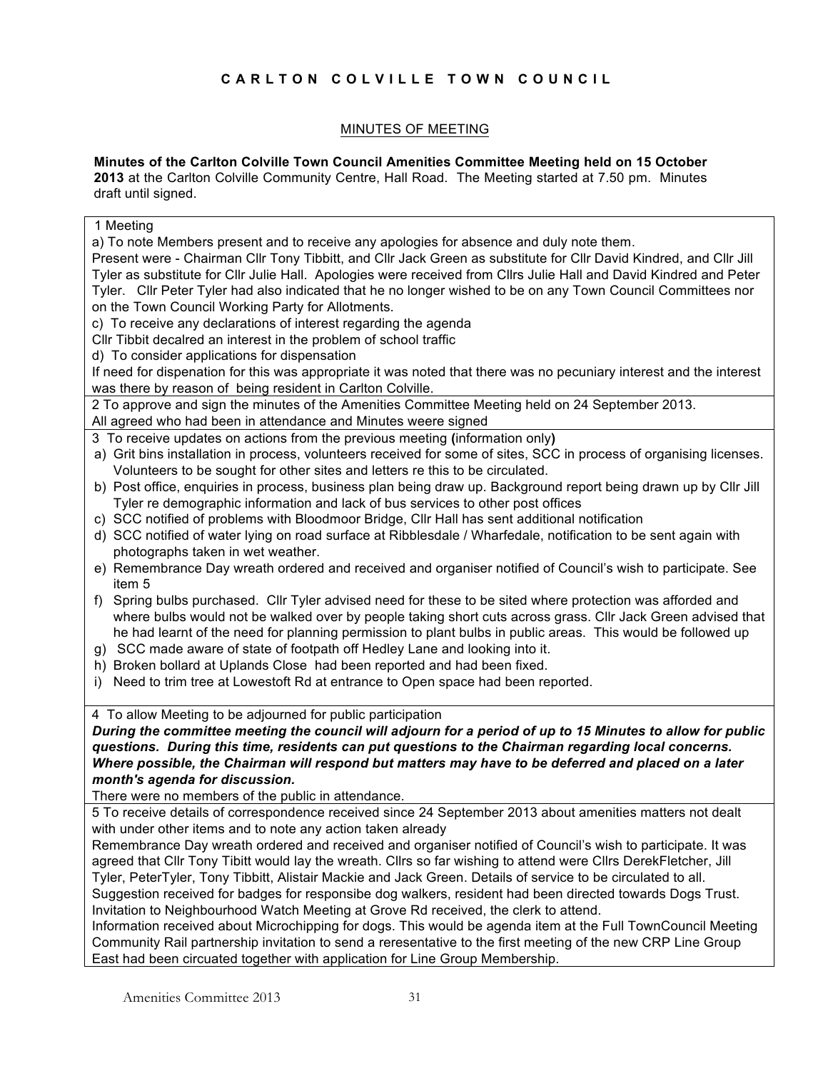# CARLTON COLVILLE TOWN COUNCIL

## MINUTES OF MEETING

**Minutes of the Carlton Colville Town Council Amenities Committee Meeting held on 15 October 2013** at the Carlton Colville Community Centre, Hall Road. The Meeting started at 7.50 pm. Minutes draft until signed.

1 Meeting

a) To note Members present and to receive any apologies for absence and duly note them.

Present were - Chairman Cllr Tony Tibbitt, and Cllr Jack Green as substitute for Cllr David Kindred, and Cllr Jill Tyler as substitute for Cllr Julie Hall. Apologies were received from Cllrs Julie Hall and David Kindred and Peter Tyler. Cllr Peter Tyler had also indicated that he no longer wished to be on any Town Council Committees nor on the Town Council Working Party for Allotments.

c) To receive any declarations of interest regarding the agenda

Cllr Tibbit decalred an interest in the problem of school traffic

d) To consider applications for dispensation

If need for dispenation for this was appropriate it was noted that there was no pecuniary interest and the interest was there by reason of being resident in Carlton Colville.

2 To approve and sign the minutes of the Amenities Committee Meeting held on 24 September 2013.

All agreed who had been in attendance and Minutes weere signed

3 To receive updates on actions from the previous meeting **(**information only**)**

a) Grit bins installation in process, volunteers received for some of sites, SCC in process of organising licenses. Volunteers to be sought for other sites and letters re this to be circulated.
b) Post office, enquiries in process, business plan being draw up. Background report being drawn up by Cllr Jill Tyler re demographic information and lack of bus services to other post offices
c) SCC notified of problems with Bloodmoor Bridge, Cllr Hall has sent additional notification
d) SCC notified of water lying on road surface at Ribblesdale / Wharfedale, notification to be sent again with photographs taken in wet weather.
e) Remembrance Day wreath ordered and received and organiser notified of Council's wish to participate. See item 5
f) Spring bulbs purchased. Cllr Tyler advised need for these to be sited where protection was afforded and where bulbs would not be walked over by people taking short cuts across grass. Cllr Jack Green advised that he had learnt of the need for planning permission to plant bulbs in public areas. This would be followed up
g) SCC made aware of state of footpath off Hedley Lane and looking into it.
h) Broken bollard at Uplands Close had been reported and had been fixed.
i) Need to trim tree at Lowestoft Rd at entrance to Open space had been reported.

4 To allow Meeting to be adjourned for public participation

***During the committee meeting the council will adjourn for a period of up to 15 Minutes to allow for public questions. During this time, residents can put questions to the Chairman regarding local concerns. Where possible, the Chairman will respond but matters may have to be deferred and placed on a later month's agenda for discussion.***

There were no members of the public in attendance.

5 To receive details of correspondence received since 24 September 2013 about amenities matters not dealt with under other items and to note any action taken already

Remembrance Day wreath ordered and received and organiser notified of Council's wish to participate. It was agreed that Cllr Tony Tibitt would lay the wreath. Cllrs so far wishing to attend were Cllrs DerekFletcher, Jill Tyler, PeterTyler, Tony Tibbitt, Alistair Mackie and Jack Green. Details of service to be circulated to all.

Suggestion received for badges for responsibe dog walkers, resident had been directed towards Dogs Trust.

Invitation to Neighbourhood Watch Meeting at Grove Rd received, the clerk to attend.

Information received about Microchipping for dogs. This would be agenda item at the Full TownCouncil Meeting

Community Rail partnership invitation to send a reresentative to the first meeting of the new CRP Line Group East had been circuated together with application for Line Group Membership.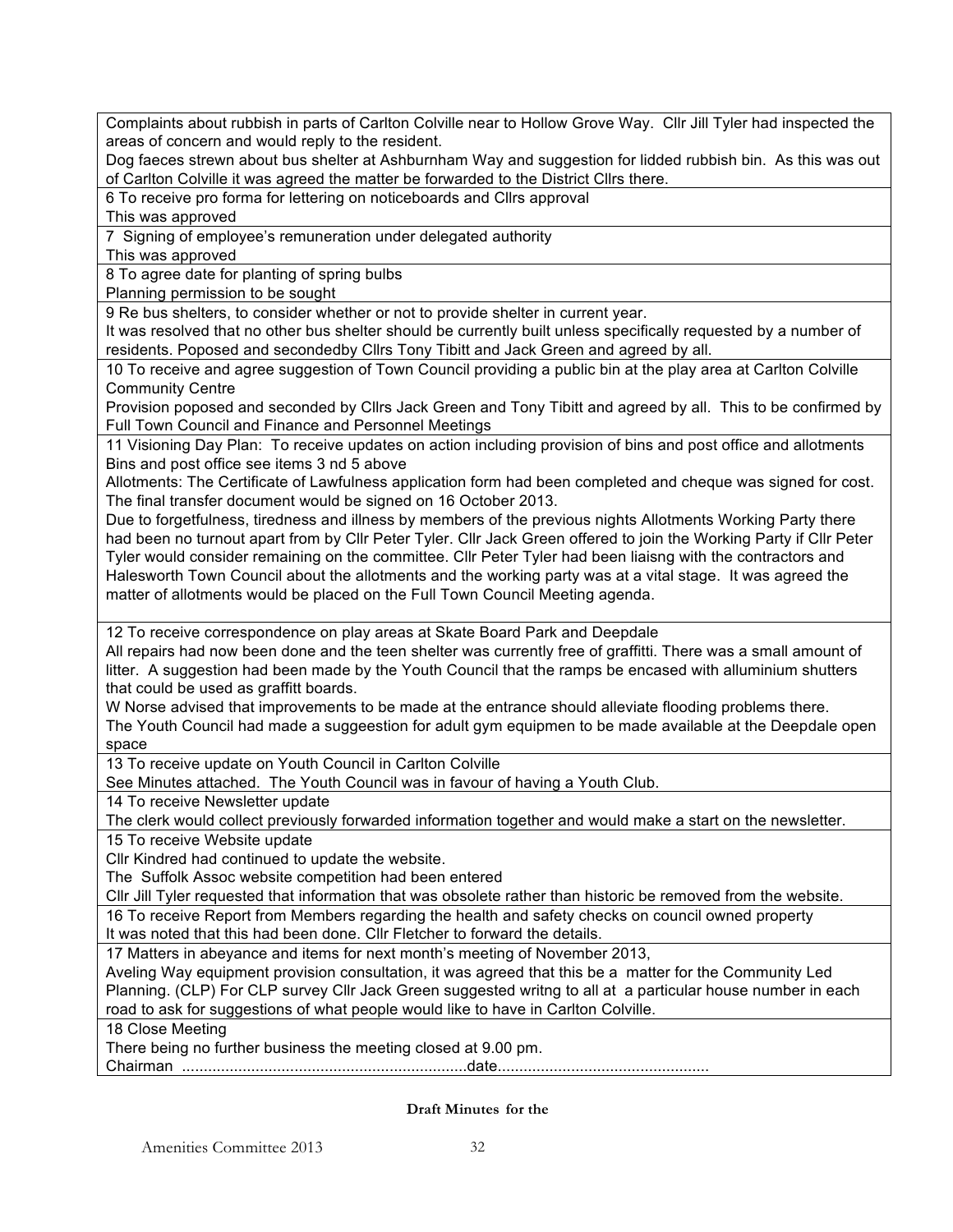| |
|---|
| Complaints about rubbish in parts of Carlton Colville near to Hollow Grove Way. Cllr Jill Tyler had inspected the areas of concern and would reply to the resident.<br>Dog faeces strewn about bus shelter at Ashburnham Way and suggestion for lidded rubbish bin. As this was out of Carlton Colville it was agreed the matter be forwarded to the District Cllrs there. |
| 6 To receive pro forma for lettering on noticeboards and Cllrs approval<br>This was approved |
| 7 Signing of employee's remuneration under delegated authority<br>This was approved |
| 8 To agree date for planting of spring bulbs<br>Planning permission to be sought |
| 9 Re bus shelters, to consider whether or not to provide shelter in current year.<br>It was resolved that no other bus shelter should be currently built unless specifically requested by a number of residents. Poposed and secondedby Cllrs Tony Tibitt and Jack Green and agreed by all. |
| 10 To receive and agree suggestion of Town Council providing a public bin at the play area at Carlton Colville Community Centre<br>Provision poposed and seconded by Cllrs Jack Green and Tony Tibitt and agreed by all. This to be confirmed by Full Town Council and Finance and Personnel Meetings |
| 11 Visioning Day Plan: To receive updates on action including provision of bins and post office and allotments<br>Bins and post office see items 3 nd 5 above<br>Allotments: The Certificate of Lawfulness application form had been completed and cheque was signed for cost. The final transfer document would be signed on 16 October 2013.<br>Due to forgetfulness, tiredness and illness by members of the previous nights Allotments Working Party there had been no turnout apart from by Cllr Peter Tyler. Cllr Jack Green offered to join the Working Party if Cllr Peter Tyler would consider remaining on the committee. Cllr Peter Tyler had been liaisng with the contractors and Halesworth Town Council about the allotments and the working party was at a vital stage. It was agreed the matter of allotments would be placed on the Full Town Council Meeting agenda. |
| 12 To receive correspondence on play areas at Skate Board Park and Deepdale<br>All repairs had now been done and the teen shelter was currently free of graffitti. There was a small amount of litter. A suggestion had been made by the Youth Council that the ramps be encased with alluminium shutters that could be used as graffitt boards.<br>W Norse advised that improvements to be made at the entrance should alleviate flooding problems there.<br>The Youth Council had made a suggeestion for adult gym equipmen to be made available at the Deepdale open space |
| 13 To receive update on Youth Council in Carlton Colville<br>See Minutes attached. The Youth Council was in favour of having a Youth Club. |
| 14 To receive Newsletter update<br>The clerk would collect previously forwarded information together and would make a start on the newsletter. |
| 15 To receive Website update<br>Cllr Kindred had continued to update the website.<br>The Suffolk Assoc website competition had been entered<br>Cllr Jill Tyler requested that information that was obsolete rather than historic be removed from the website. |
| 16 To receive Report from Members regarding the health and safety checks on council owned property<br>It was noted that this had been done. Cllr Fletcher to forward the details. |
| 17 Matters in abeyance and items for next month's meeting of November 2013,<br>Aveling Way equipment provision consultation, it was agreed that this be a matter for the Community Led Planning. (CLP) For CLP survey Cllr Jack Green suggested writng to all at a particular house number in each road to ask for suggestions of what people would like to have in Carlton Colville. |
| 18 Close Meeting<br>There being no further business the meeting closed at 9.00 pm.<br>Chairman ..................................................................date................................................. |

**Draft Minutes for the**

Amenities Committee 2013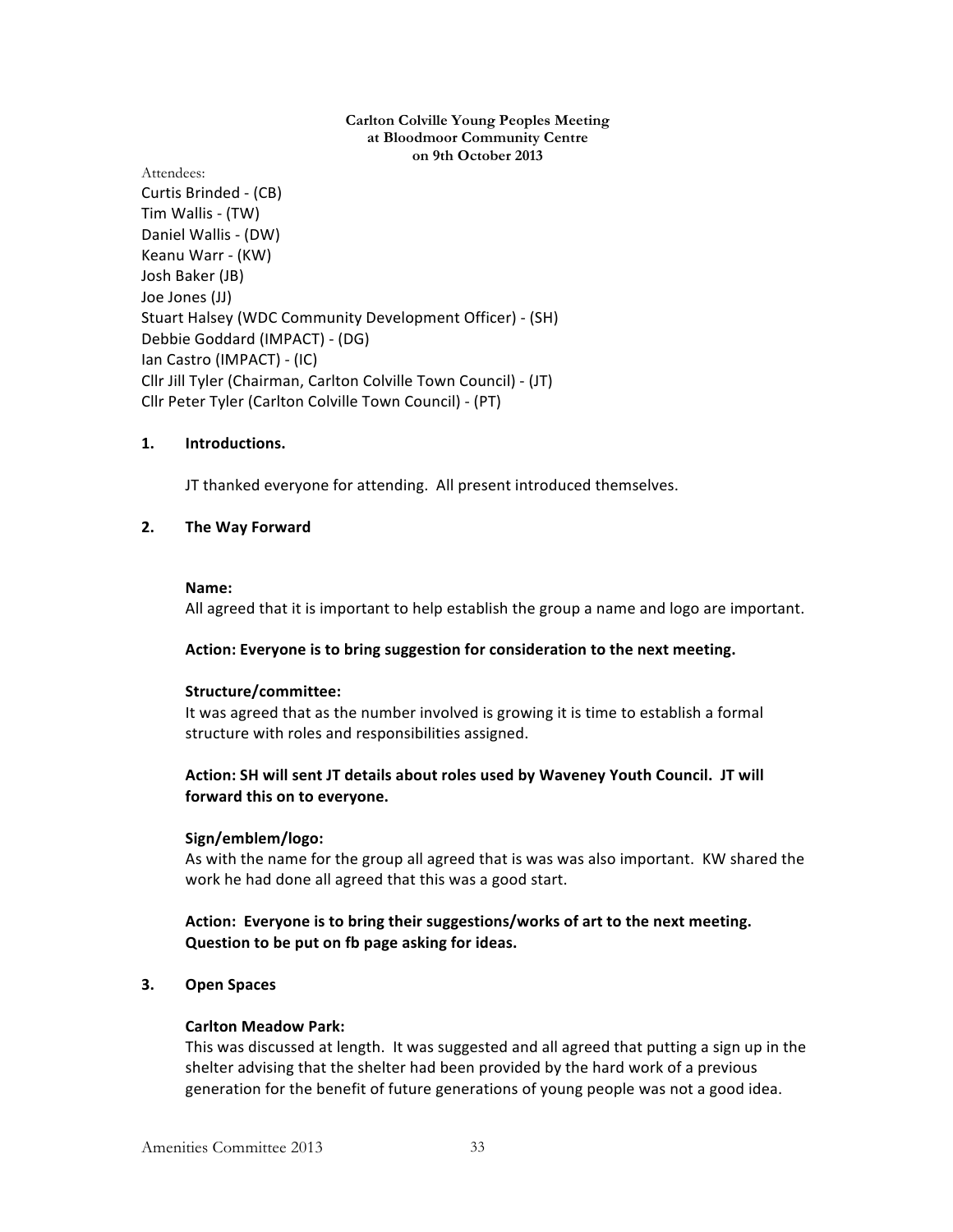**Carlton Colville Young Peoples Meeting**
**at Bloodmoor Community Centre**
**on 9th October 2013**

Attendees:
Curtis Brinded - (CB)
Tim Wallis - (TW)
Daniel Wallis - (DW)
Keanu Warr - (KW)
Josh Baker (JB)
Joe Jones (JJ)
Stuart Halsey (WDC Community Development Officer) - (SH)
Debbie Goddard (IMPACT) - (DG)
Ian Castro (IMPACT) - (IC)
Cllr Jill Tyler (Chairman, Carlton Colville Town Council) - (JT)
Cllr Peter Tyler (Carlton Colville Town Council) - (PT)

**1. Introductions.**

JT thanked everyone for attending. All present introduced themselves.

**2. The Way Forward**

**Name:**
All agreed that it is important to help establish the group a name and logo are important.

**Action: Everyone is to bring suggestion for consideration to the next meeting.**

**Structure/committee:**
It was agreed that as the number involved is growing it is time to establish a formal structure with roles and responsibilities assigned.

**Action: SH will sent JT details about roles used by Waveney Youth Council. JT will forward this on to everyone.**

**Sign/emblem/logo:**
As with the name for the group all agreed that is was was also important. KW shared the work he had done all agreed that this was a good start.

**Action: Everyone is to bring their suggestions/works of art to the next meeting. Question to be put on fb page asking for ideas.**

**3. Open Spaces**

**Carlton Meadow Park:**
This was discussed at length. It was suggested and all agreed that putting a sign up in the shelter advising that the shelter had been provided by the hard work of a previous generation for the benefit of future generations of young people was not a good idea.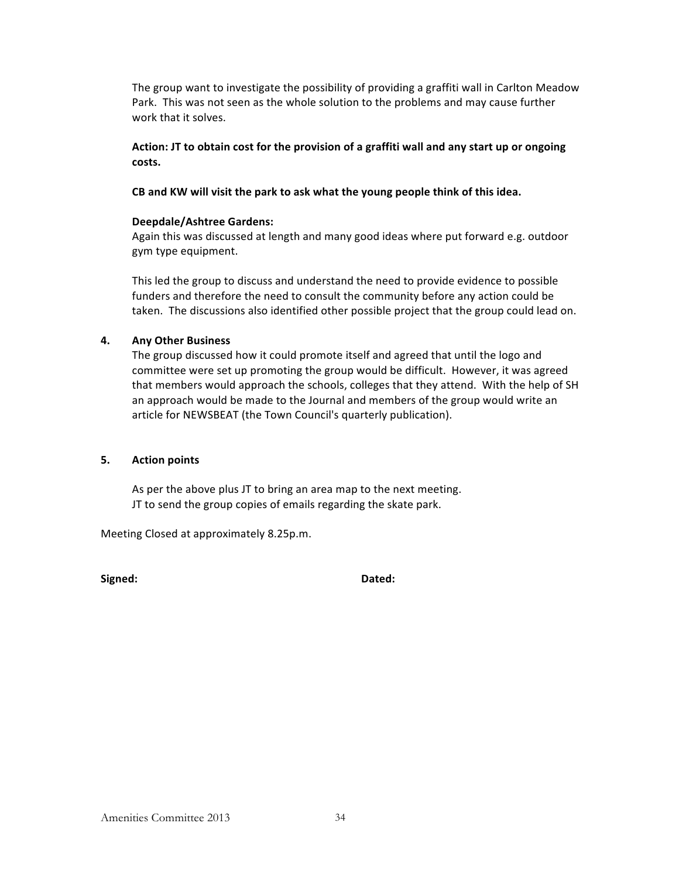The group want to investigate the possibility of providing a graffiti wall in Carlton Meadow Park. This was not seen as the whole solution to the problems and may cause further work that it solves.

**Action: JT to obtain cost for the provision of a graffiti wall and any start up or ongoing costs.**

**CB and KW will visit the park to ask what the young people think of this idea.**

**Deepdale/Ashtree Gardens:**
Again this was discussed at length and many good ideas where put forward e.g. outdoor gym type equipment.

This led the group to discuss and understand the need to provide evidence to possible funders and therefore the need to consult the community before any action could be taken. The discussions also identified other possible project that the group could lead on.

**4. Any Other Business**

The group discussed how it could promote itself and agreed that until the logo and committee were set up promoting the group would be difficult. However, it was agreed that members would approach the schools, colleges that they attend. With the help of SH an approach would be made to the Journal and members of the group would write an article for NEWSBEAT (the Town Council's quarterly publication).

**5. Action points**

As per the above plus JT to bring an area map to the next meeting.
JT to send the group copies of emails regarding the skate park.

Meeting Closed at approximately 8.25p.m.

**Signed:** **Dated:**